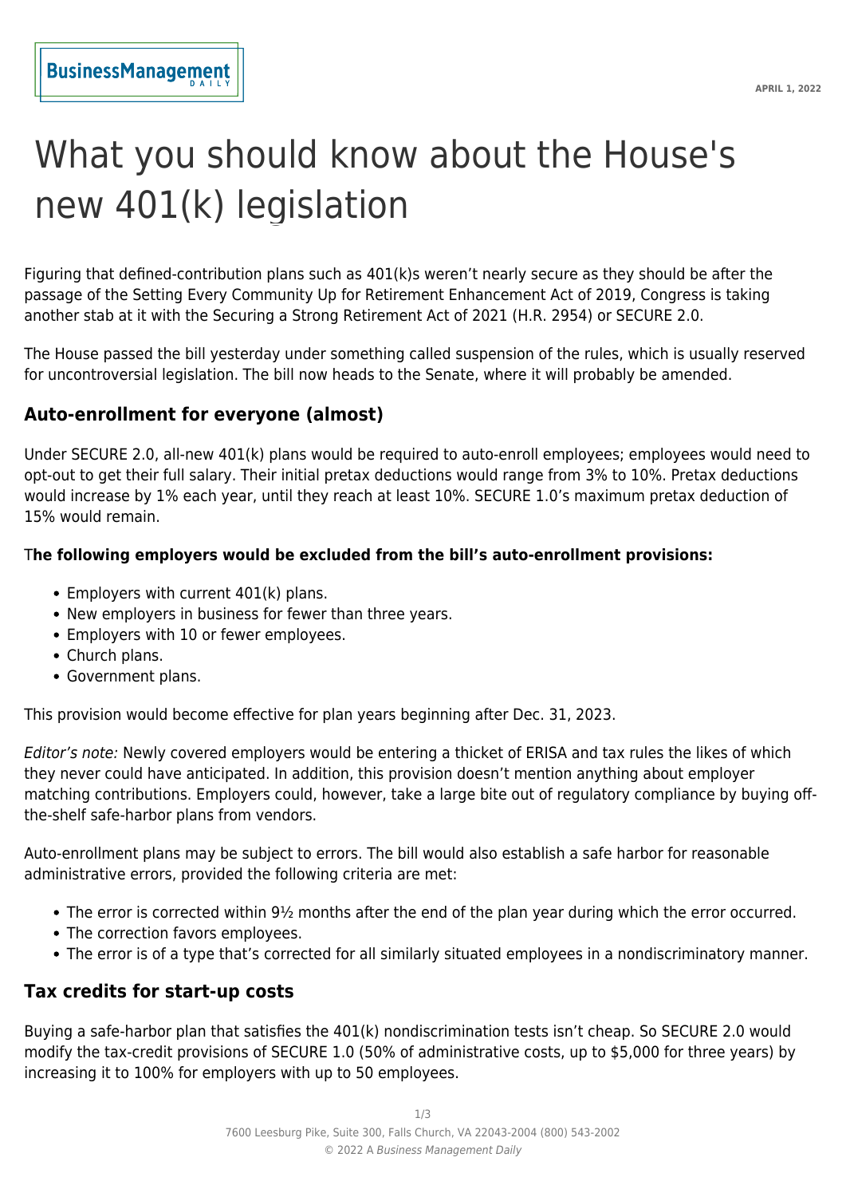# What you should know about the House's new 401(k) legislation

Figuring that defined-contribution plans such as 401(k)s weren't nearly secure as they should be after the passage of the Setting Every Community Up for Retirement Enhancement Act of 2019, Congress is taking another stab at it with the Securing a Strong Retirement Act of 2021 (H.R. 2954) or SECURE 2.0.

The House passed the bill yesterday under something called suspension of the rules, which is usually reserved for uncontroversial legislation. The bill now heads to the Senate, where it will probably be amended.

## Auto-enrollment for everyone (almost)

Under SECURE 2.0, all-new 401(k) plans would be required to auto-enroll employees; employees would need to opt-out to get their full salary. Their initial pretax deductions would range from 3% to 10%. Pretax deductions would increase by 1% each year, until they reach at least 10%. SECURE 1.0's maximum pretax deduction of 15% would remain.

**The following employers would be excluded from the bill's auto-enrollment provisions:**

- Employers with current 401(k) plans.
- New employers in business for fewer than three years.
- Employers with 10 or fewer employees.
- Church plans.
- Government plans.

This provision would become effective for plan years beginning after Dec. 31, 2023.

*Editor's note:* Newly covered employers would be entering a thicket of ERISA and tax rules the likes of which they never could have anticipated. In addition, this provision doesn't mention anything about employer matching contributions. Employers could, however, take a large bite out of regulatory compliance by buying off-the-shelf safe-harbor plans from vendors.

Auto-enrollment plans may be subject to errors. The bill would also establish a safe harbor for reasonable administrative errors, provided the following criteria are met:

- The error is corrected within 9½ months after the end of the plan year during which the error occurred.
- The correction favors employees.
- The error is of a type that's corrected for all similarly situated employees in a nondiscriminatory manner.

## Tax credits for start-up costs

Buying a safe-harbor plan that satisfies the 401(k) nondiscrimination tests isn't cheap. So SECURE 2.0 would modify the tax-credit provisions of SECURE 1.0 (50% of administrative costs, up to $5,000 for three years) by increasing it to 100% for employers with up to 50 employees.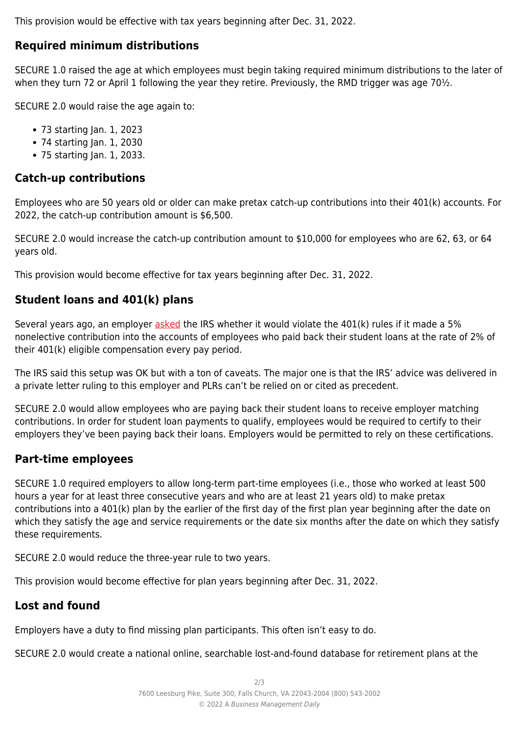This provision would be effective with tax years beginning after Dec. 31, 2022.

## Required minimum distributions

SECURE 1.0 raised the age at which employees must begin taking required minimum distributions to the later of when they turn 72 or April 1 following the year they retire. Previously, the RMD trigger was age 70½.

SECURE 2.0 would raise the age again to:

- 73 starting Jan. 1, 2023
- 74 starting Jan. 1, 2030
- 75 starting Jan. 1, 2033.

## Catch-up contributions

Employees who are 50 years old or older can make pretax catch-up contributions into their 401(k) accounts. For 2022, the catch-up contribution amount is $6,500.

SECURE 2.0 would increase the catch-up contribution amount to $10,000 for employees who are 62, 63, or 64 years old.

This provision would become effective for tax years beginning after Dec. 31, 2022.

## Student loans and 401(k) plans

Several years ago, an employer asked the IRS whether it would violate the 401(k) rules if it made a 5% nonelective contribution into the accounts of employees who paid back their student loans at the rate of 2% of their 401(k) eligible compensation every pay period.

The IRS said this setup was OK but with a ton of caveats. The major one is that the IRS' advice was delivered in a private letter ruling to this employer and PLRs can't be relied on or cited as precedent.

SECURE 2.0 would allow employees who are paying back their student loans to receive employer matching contributions. In order for student loan payments to qualify, employees would be required to certify to their employers they've been paying back their loans. Employers would be permitted to rely on these certifications.

## Part-time employees

SECURE 1.0 required employers to allow long-term part-time employees (i.e., those who worked at least 500 hours a year for at least three consecutive years and who are at least 21 years old) to make pretax contributions into a 401(k) plan by the earlier of the first day of the first plan year beginning after the date on which they satisfy the age and service requirements or the date six months after the date on which they satisfy these requirements.

SECURE 2.0 would reduce the three-year rule to two years.

This provision would become effective for plan years beginning after Dec. 31, 2022.

## Lost and found

Employers have a duty to find missing plan participants. This often isn't easy to do.

SECURE 2.0 would create a national online, searchable lost-and-found database for retirement plans at the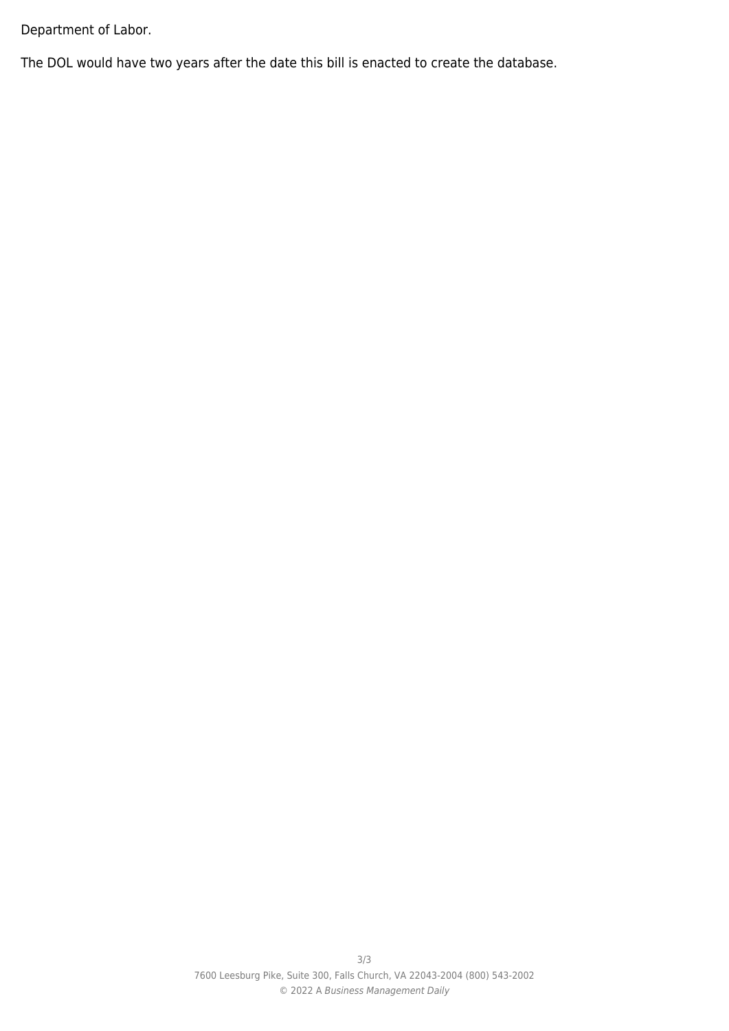Department of Labor.

The DOL would have two years after the date this bill is enacted to create the database.